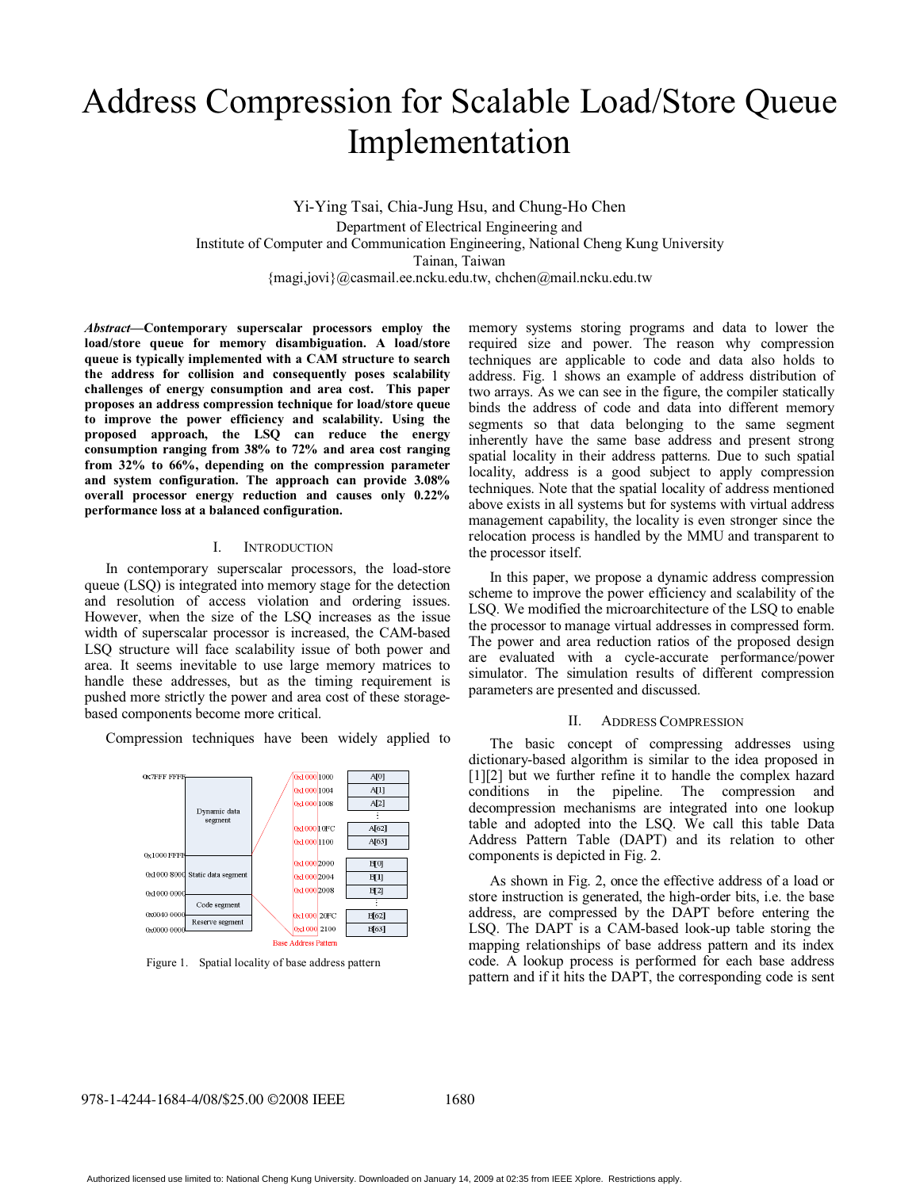# Address Compression for Scalable Load/Store Queue Implementation

Yi-Ying Tsai, Chia-Jung Hsu, and Chung-Ho Chen

Department of Electrical Engineering and
Institute of Computer and Communication Engineering, National Cheng Kung University
Tainan, Taiwan
{magi,jovi}@casmail.ee.ncku.edu.tw, chchen@mail.ncku.edu.tw

***Abstract*—Contemporary superscalar processors employ the load/store queue for memory disambiguation. A load/store queue is typically implemented with a CAM structure to search the address for collision and consequently poses scalability challenges of energy consumption and area cost. This paper proposes an address compression technique for load/store queue to improve the power efficiency and scalability. Using the proposed approach, the LSQ can reduce the energy consumption ranging from 38% to 72% and area cost ranging from 32% to 66%, depending on the compression parameter and system configuration. The approach can provide 3.08% overall processor energy reduction and causes only 0.22% performance loss at a balanced configuration.**

## I. Introduction

In contemporary superscalar processors, the load-store queue (LSQ) is integrated into memory stage for the detection and resolution of access violation and ordering issues. However, when the size of the LSQ increases as the issue width of superscalar processor is increased, the CAM-based LSQ structure will face scalability issue of both power and area. It seems inevitable to use large memory matrices to handle these addresses, but as the timing requirement is pushed more strictly the power and area cost of these storage-based components become more critical.

Compression techniques have been widely applied to memory systems storing programs and data to lower the required size and power. The reason why compression techniques are applicable to code and data also holds to address. Fig. 1 shows an example of address distribution of two arrays. As we can see in the figure, the compiler statically binds the address of code and data into different memory segments so that data belonging to the same segment inherently have the same base address and present strong spatial locality in their address patterns. Due to such spatial locality, address is a good subject to apply compression techniques. Note that the spatial locality of address mentioned above exists in all systems but for systems with virtual address management capability, the locality is even stronger since the relocation process is handled by the MMU and transparent to the processor itself.

0x7FFF FFFF
Dynamic data segment
0x1000 FFFF
0x1000 8000 Static data segment
0x1000 0000
Code segment
0x0040 0000
Reserve segment
0x0000 0000

0x1000 1000 A[0]
0x1000 1004 A[1]
0x1000 1008 A[2]
0x1000 10FC A[62]
0x1000 1100 A[63]
0x1000 2000 B[0]
0x1000 2004 B[1]
0x1000 2008 B[2]
0x1000 20FC B[62]
0x1000 2100 B[63]
Base Address Pattern

Figure 1. Spatial locality of base address pattern

In this paper, we propose a dynamic address compression scheme to improve the power efficiency and scalability of the LSQ. We modified the microarchitecture of the LSQ to enable the processor to manage virtual addresses in compressed form. The power and area reduction ratios of the proposed design are evaluated with a cycle-accurate performance/power simulator. The simulation results of different compression parameters are presented and discussed.

## II. Address Compression

The basic concept of compressing addresses using dictionary-based algorithm is similar to the idea proposed in [1][2] but we further refine it to handle the complex hazard conditions in the pipeline. The compression and decompression mechanisms are integrated into one lookup table and adopted into the LSQ. We call this table Data Address Pattern Table (DAPT) and its relation to other components is depicted in Fig. 2.

As shown in Fig. 2, once the effective address of a load or store instruction is generated, the high-order bits, i.e. the base address, are compressed by the DAPT before entering the LSQ. The DAPT is a CAM-based look-up table storing the mapping relationships of base address pattern and its index code. A lookup process is performed for each base address pattern and if it hits the DAPT, the corresponding code is sent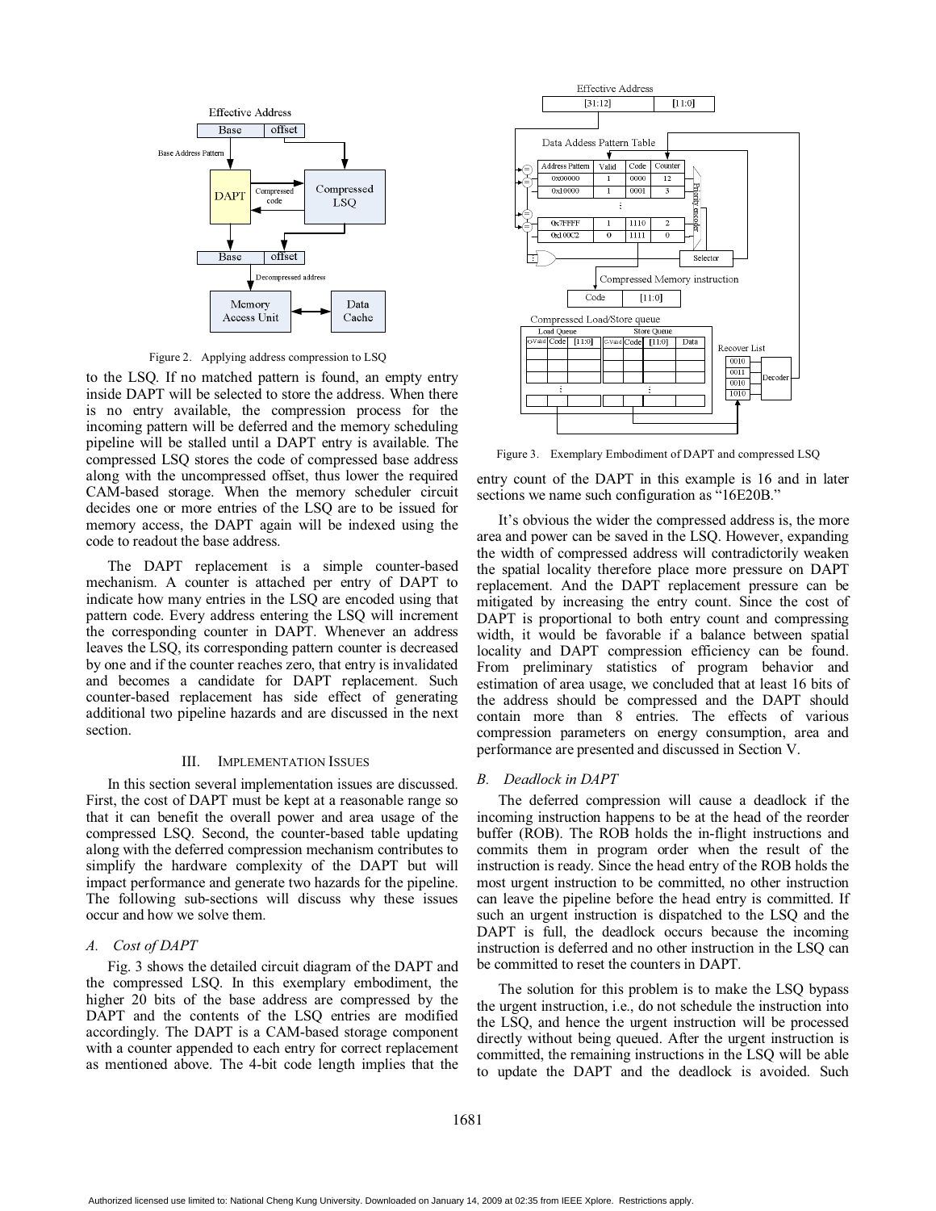Figure 2. Applying address compression to LSQ

to the LSQ. If no matched pattern is found, an empty entry inside DAPT will be selected to store the address. When there is no entry available, the compression process for the incoming pattern will be deferred and the memory scheduling pipeline will be stalled until a DAPT entry is available. The compressed LSQ stores the code of compressed base address along with the uncompressed offset, thus lower the required CAM-based storage. When the memory scheduler circuit decides one or more entries of the LSQ are to be issued for memory access, the DAPT again will be indexed using the code to readout the base address.

The DAPT replacement is a simple counter-based mechanism. A counter is attached per entry of DAPT to indicate how many entries in the LSQ are encoded using that pattern code. Every address entering the LSQ will increment the corresponding counter in DAPT. Whenever an address leaves the LSQ, its corresponding pattern counter is decreased by one and if the counter reaches zero, that entry is invalidated and becomes a candidate for DAPT replacement. Such counter-based replacement has side effect of generating additional two pipeline hazards and are discussed in the next section.

## III. IMPLEMENTATION ISSUES

In this section several implementation issues are discussed. First, the cost of DAPT must be kept at a reasonable range so that it can benefit the overall power and area usage of the compressed LSQ. Second, the counter-based table updating along with the deferred compression mechanism contributes to simplify the hardware complexity of the DAPT but will impact performance and generate two hazards for the pipeline. The following sub-sections will discuss why these issues occur and how we solve them.

### *A. Cost of DAPT*

Fig. 3 shows the detailed circuit diagram of the DAPT and the compressed LSQ. In this exemplary embodiment, the higher 20 bits of the base address are compressed by the DAPT and the contents of the LSQ entries are modified accordingly. The DAPT is a CAM-based storage component with a counter appended to each entry for correct replacement as mentioned above. The 4-bit code length implies that the

Figure 3. Exemplary Embodiment of DAPT and compressed LSQ

entry count of the DAPT in this example is 16 and in later sections we name such configuration as "16E20B."

It's obvious the wider the compressed address is, the more area and power can be saved in the LSQ. However, expanding the width of compressed address will contradictorily weaken the spatial locality therefore place more pressure on DAPT replacement. And the DAPT replacement pressure can be mitigated by increasing the entry count. Since the cost of DAPT is proportional to both entry count and compressing width, it would be favorable if a balance between spatial locality and DAPT compression efficiency can be found. From preliminary statistics of program behavior and estimation of area usage, we concluded that at least 16 bits of the address should be compressed and the DAPT should contain more than 8 entries. The effects of various compression parameters on energy consumption, area and performance are presented and discussed in Section V.

### *B. Deadlock in DAPT*

The deferred compression will cause a deadlock if the incoming instruction happens to be at the head of the reorder buffer (ROB). The ROB holds the in-flight instructions and commits them in program order when the result of the instruction is ready. Since the head entry of the ROB holds the most urgent instruction to be committed, no other instruction can leave the pipeline before the head entry is committed. If such an urgent instruction is dispatched to the LSQ and the DAPT is full, the deadlock occurs because the incoming instruction is deferred and no other instruction in the LSQ can be committed to reset the counters in DAPT.

The solution for this problem is to make the LSQ bypass the urgent instruction, i.e., do not schedule the instruction into the LSQ, and hence the urgent instruction will be processed directly without being queued. After the urgent instruction is committed, the remaining instructions in the LSQ will be able to update the DAPT and the deadlock is avoided. Such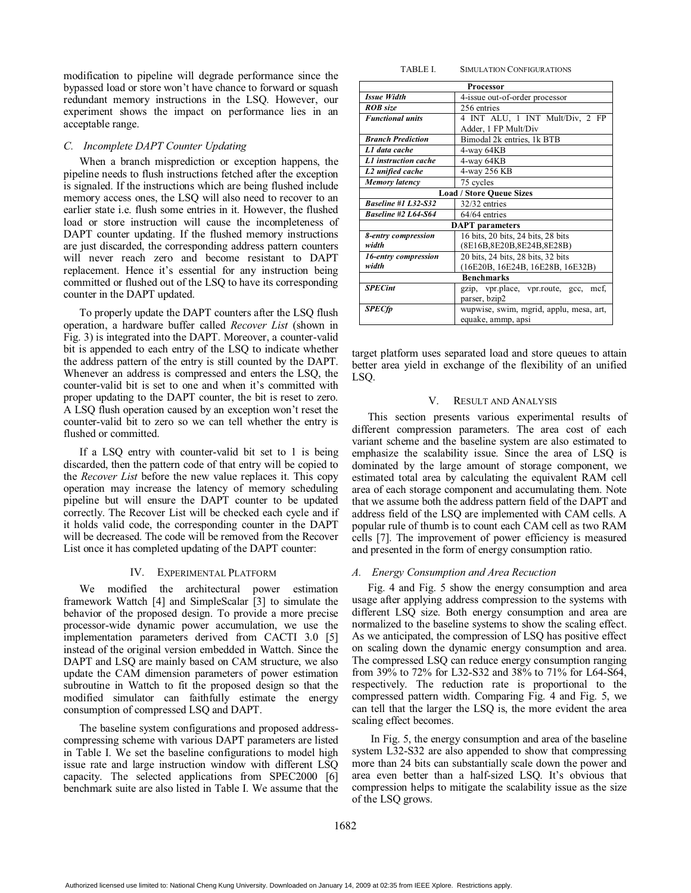modification to pipeline will degrade performance since the bypassed load or store won't have chance to forward or squash redundant memory instructions in the LSQ. However, our experiment shows the impact on performance lies in an acceptable range.

### *C. Incomplete DAPT Counter Updating*

When a branch misprediction or exception happens, the pipeline needs to flush instructions fetched after the exception is signaled. If the instructions which are being flushed include memory access ones, the LSQ will also need to recover to an earlier state i.e. flush some entries in it. However, the flushed load or store instruction will cause the incompleteness of DAPT counter updating. If the flushed memory instructions are just discarded, the corresponding address pattern counters will never reach zero and become resistant to DAPT replacement. Hence it's essential for any instruction being committed or flushed out of the LSQ to have its corresponding counter in the DAPT updated.

To properly update the DAPT counters after the LSQ flush operation, a hardware buffer called *Recover List* (shown in Fig. 3) is integrated into the DAPT. Moreover, a counter-valid bit is appended to each entry of the LSQ to indicate whether the address pattern of the entry is still counted by the DAPT. Whenever an address is compressed and enters the LSQ, the counter-valid bit is set to one and when it's committed with proper updating to the DAPT counter, the bit is reset to zero. A LSQ flush operation caused by an exception won't reset the counter-valid bit to zero so we can tell whether the entry is flushed or committed.

If a LSQ entry with counter-valid bit set to 1 is being discarded, then the pattern code of that entry will be copied to the *Recover List* before the new value replaces it. This copy operation may increase the latency of memory scheduling pipeline but will ensure the DAPT counter to be updated correctly. The Recover List will be checked each cycle and if it holds valid code, the corresponding counter in the DAPT will be decreased. The code will be removed from the Recover List once it has completed updating of the DAPT counter:

## IV. Experimental Platform

We modified the architectural power estimation framework Wattch [4] and SimpleScalar [3] to simulate the behavior of the proposed design. To provide a more precise processor-wide dynamic power accumulation, we use the implementation parameters derived from CACTI 3.0 [5] instead of the original version embedded in Wattch. Since the DAPT and LSQ are mainly based on CAM structure, we also update the CAM dimension parameters of power estimation subroutine in Wattch to fit the proposed design so that the modified simulator can faithfully estimate the energy consumption of compressed LSQ and DAPT.

The baseline system configurations and proposed address-compressing scheme with various DAPT parameters are listed in Table I. We set the baseline configurations to model high issue rate and large instruction window with different LSQ capacity. The selected applications from SPEC2000 [6] benchmark suite are also listed in Table I. We assume that the target platform uses separated load and store queues to attain better area yield in exchange of the flexibility of an unified LSQ.

TABLE I. Simulation Configurations

| Processor | |
|---|---|
| ***Issue Width*** | 4-issue out-of-order processor |
| ***ROB size*** | 256 entries |
| ***Functional units*** | 4 INT ALU, 1 INT Mult/Div, 2 FP Adder, 1 FP Mult/Div |
| ***Branch Prediction*** | Bimodal 2k entries, 1k BTB |
| ***L1 data cache*** | 4-way 64KB |
| ***L1 instruction cache*** | 4-way 64KB |
| ***L2 unified cache*** | 4-way 256 KB |
| ***Memory latency*** | 75 cycles |
| **Load / Store Queue Sizes** | |
| ***Baseline #1 L32-S32*** | 32/32 entries |
| ***Baseline #2 L64-S64*** | 64/64 entries |
| **DAPT parameters** | |
| ***8-entry compression width*** | 16 bits, 20 bits, 24 bits, 28 bits (8E16B,8E20B,8E24B,8E28B) |
| ***16-entry compression width*** | 20 bits, 24 bits, 28 bits, 32 bits (16E20B, 16E24B, 16E28B, 16E32B) |
| **Benchmarks** | |
| ***SPECint*** | gzip, vpr.place, vpr.route, gcc, mcf, parser, bzip2 |
| ***SPECfp*** | wupwise, swim, mgrid, applu, mesa, art, equake, ammp, apsi |

## V. Result and Analysis

This section presents various experimental results of different compression parameters. The area cost of each variant scheme and the baseline system are also estimated to emphasize the scalability issue. Since the area of LSQ is dominated by the large amount of storage component, we estimated total area by calculating the equivalent RAM cell area of each storage component and accumulating them. Note that we assume both the address pattern field of the DAPT and address field of the LSQ are implemented with CAM cells. A popular rule of thumb is to count each CAM cell as two RAM cells [7]. The improvement of power efficiency is measured and presented in the form of energy consumption ratio.

### *A. Energy Consumption and Area Recuction*

Fig. 4 and Fig. 5 show the energy consumption and area usage after applying address compression to the systems with different LSQ size. Both energy consumption and area are normalized to the baseline systems to show the scaling effect. As we anticipated, the compression of LSQ has positive effect on scaling down the dynamic energy consumption and area. The compressed LSQ can reduce energy consumption ranging from 39% to 72% for L32-S32 and 38% to 71% for L64-S64, respectively. The reduction rate is proportional to the compressed pattern width. Comparing Fig. 4 and Fig. 5, we can tell that the larger the LSQ is, the more evident the area scaling effect becomes.

In Fig. 5, the energy consumption and area of the baseline system L32-S32 are also appended to show that compressing more than 24 bits can substantially scale down the power and area even better than a half-sized LSQ. It's obvious that compression helps to mitigate the scalability issue as the size of the LSQ grows.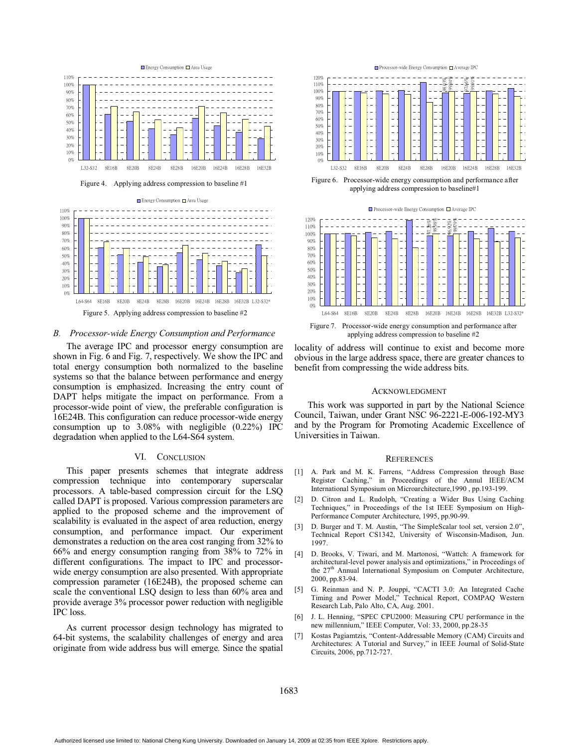Energy Consumption / Area Usage

110% 100% 90% 80% 70% 60% 50% 40% 30% 20% 10% 0%

L32-S32 8E16B 8E20B 8E24B 8E28B 16E20B 16E24B 16E28B 16E32B

Figure 4. Applying address compression to baseline #1

Energy Consumption / Area Usage

110% 100% 90% 80% 70% 60% 50% 40% 30% 20% 10% 0%

L64-S64 8E16B 8E20B 8E24B 8E28B 16E20B 16E24B 16E28B 16E32B L32-S32*

Figure 5. Applying address compression to baseline #2

### B. Processor-wide Energy Consumption and Performance

The average IPC and processor energy consumption are shown in Fig. 6 and Fig. 7, respectively. We show the IPC and total energy consumption both normalized to the baseline systems so that the balance between performance and energy consumption is emphasized. Increasing the entry count of DAPT helps mitigate the impact on performance. From a processor-wide point of view, the preferable configuration is 16E24B. This configuration can reduce processor-wide energy consumption up to 3.08% with negligible (0.22%) IPC degradation when applied to the L64-S64 system.

## VI. Conclusion

This paper presents schemes that integrate address compression technique into contemporary superscalar processors. A table-based compression circuit for the LSQ called DAPT is proposed. Various compression parameters are applied to the proposed scheme and the improvement of scalability is evaluated in the aspect of area reduction, energy consumption, and performance impact. Our experiment demonstrates a reduction on the area cost ranging from 32% to 66% and energy consumption ranging from 38% to 72% in different configurations. The impact to IPC and processor-wide energy consumption are also presented. With appropriate compression parameter (16E24B), the proposed scheme can scale the conventional LSQ design to less than 60% area and provide average 3% processor power reduction with negligible IPC loss.

As current processor design technology has migrated to 64-bit systems, the scalability challenges of energy and area originate from wide address bus will emerge. Since the spatial locality of address will continue to exist and become more obvious in the large address space, there are greater chances to benefit from compressing the wide address bits.

Processor-wide Energy Consumption / Average IPC

120% 110% 100% 90% 80% 70% 60% 50% 40% 30% 20% 10% 0%

98.43% 99.04% 97.66% 99.01%

L32-S32 8E16B 8E20B 8E24B 8E28B 16E20B 16E24B 16E28B 16E32B

Figure 6. Processor-wide energy consumption and performance after applying address compression to baseline#1

Processor-wide Energy Consumption / Average IPC

120% 110% 100% 90% 80% 70% 60% 50% 40% 30% 20% 10% 0%

97.26% 99.58% 96.92% 99.78%

L64-S64 8E16B 8E20B 8E24B 8E28B 16E20B 16E24B 16E28B 16E32B L32-S32*

Figure 7. Processor-wide energy consumption and performance after applying address compression to baseline #2

## Acknowledgment

This work was supported in part by the National Science Council, Taiwan, under Grant NSC 96-2221-E-006-192-MY3 and by the Program for Promoting Academic Excellence of Universities in Taiwan.

## References

[1] A. Park and M. K. Farrens, "Address Compression through Base Register Caching," in Proceedings of the Annul IEEE/ACM International Symposium on Microarchitecture,1990 , pp.193-199.

[2] D. Citron and L. Rudolph, "Creating a Wider Bus Using Caching Techniques," in Proceedings of the 1st IEEE Symposium on High-Performance Computer Architecture, 1995, pp.90-99.

[3] D. Burger and T. M. Austin, "The SimpleScalar tool set, version 2.0", Technical Report CS1342, University of Wisconsin-Madison, Jun. 1997.

[4] D. Brooks, V. Tiwari, and M. Martonosi, "Wattch: A framework for architectural-level power analysis and optimizations," in Proceedings of the 27th Annual International Symposium on Computer Architecture, 2000, pp.83-94.

[5] G. Reinman and N. P. Jouppi, "CACTI 3.0: An Integrated Cache Timing and Power Model," Technical Report, COMPAQ Western Research Lab, Palo Alto, CA, Aug. 2001.

[6] J. L. Henning, "SPEC CPU2000: Measuring CPU performance in the new millennium," IEEE Computer, Vol: 33, 2000, pp.28-35

[7] Kostas Pagiamtzis, "Content-Addressable Memory (CAM) Circuits and Architectures: A Tutorial and Survey," in IEEE Journal of Solid-State Circuits, 2006, pp.712-727.